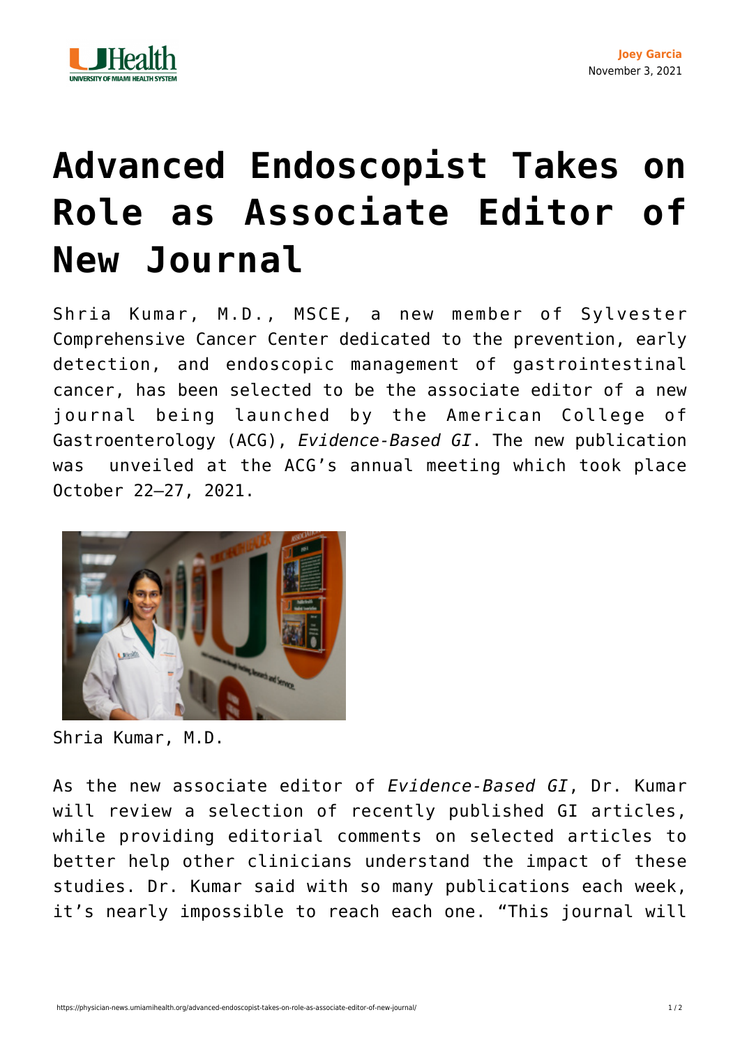Joey Garcia
November 3, 2021

# Advanced Endoscopist Takes on Role as Associate Editor of New Journal

Shria Kumar, M.D., MSCE, a new member of Sylvester Comprehensive Cancer Center dedicated to the prevention, early detection, and endoscopic management of gastrointestinal cancer, has been selected to be the associate editor of a new journal being launched by the American College of Gastroenterology (ACG), *Evidence-Based GI*. The new publication was unveiled at the ACG's annual meeting which took place October 22–27, 2021.

Shria Kumar, M.D.

As the new associate editor of *Evidence-Based GI*, Dr. Kumar will review a selection of recently published GI articles, while providing editorial comments on selected articles to better help other clinicians understand the impact of these studies. Dr. Kumar said with so many publications each week, it's nearly impossible to reach each one. "This journal will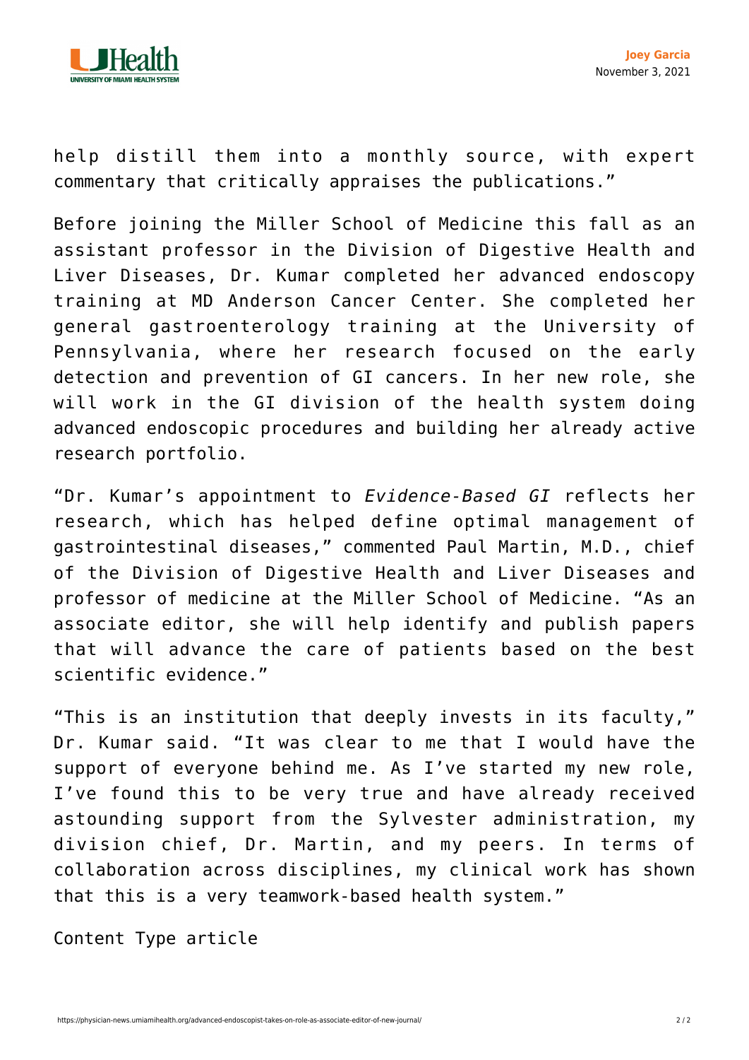help distill them into a monthly source, with expert commentary that critically appraises the publications."

Before joining the Miller School of Medicine this fall as an assistant professor in the Division of Digestive Health and Liver Diseases, Dr. Kumar completed her advanced endoscopy training at MD Anderson Cancer Center. She completed her general gastroenterology training at the University of Pennsylvania, where her research focused on the early detection and prevention of GI cancers. In her new role, she will work in the GI division of the health system doing advanced endoscopic procedures and building her already active research portfolio.

"Dr. Kumar's appointment to *Evidence-Based GI* reflects her research, which has helped define optimal management of gastrointestinal diseases," commented Paul Martin, M.D., chief of the Division of Digestive Health and Liver Diseases and professor of medicine at the Miller School of Medicine. "As an associate editor, she will help identify and publish papers that will advance the care of patients based on the best scientific evidence."

"This is an institution that deeply invests in its faculty," Dr. Kumar said. "It was clear to me that I would have the support of everyone behind me. As I've started my new role, I've found this to be very true and have already received astounding support from the Sylvester administration, my division chief, Dr. Martin, and my peers. In terms of collaboration across disciplines, my clinical work has shown that this is a very teamwork-based health system."

Content Type article